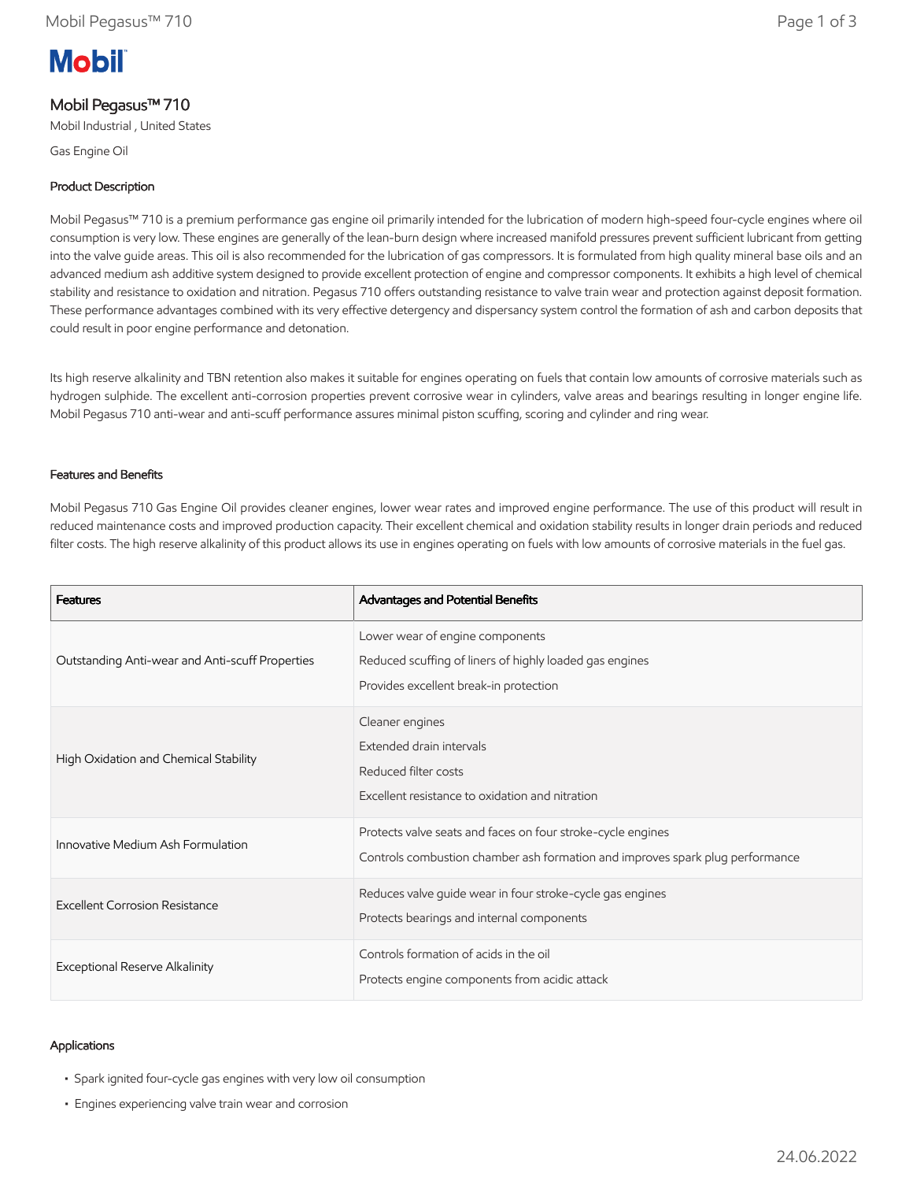Mobil

# Mobil Pegasus™ 710

Mobil Industrial , United States

Gas Engine Oil

## Product Description

Mobil Pegasus™ 710 is a premium performance gas engine oil primarily intended for the lubrication of modern high-speed four-cycle engines where oil consumption is very low. These engines are generally of the lean-burn design where increased manifold pressures prevent sufficient lubricant from getting into the valve guide areas. This oil is also recommended for the lubrication of gas compressors. It is formulated from high quality mineral base oils and an advanced medium ash additive system designed to provide excellent protection of engine and compressor components. It exhibits a high level of chemical stability and resistance to oxidation and nitration. Pegasus 710 offers outstanding resistance to valve train wear and protection against deposit formation. These performance advantages combined with its very effective detergency and dispersancy system control the formation of ash and carbon deposits that could result in poor engine performance and detonation.

Its high reserve alkalinity and TBN retention also makes it suitable for engines operating on fuels that contain low amounts of corrosive materials such as hydrogen sulphide. The excellent anti-corrosion properties prevent corrosive wear in cylinders, valve areas and bearings resulting in longer engine life. Mobil Pegasus 710 anti-wear and anti-scuff performance assures minimal piston scuffing, scoring and cylinder and ring wear.

## Features and Benefits

Mobil Pegasus 710 Gas Engine Oil provides cleaner engines, lower wear rates and improved engine performance. The use of this product will result in reduced maintenance costs and improved production capacity. Their excellent chemical and oxidation stability results in longer drain periods and reduced filter costs. The high reserve alkalinity of this product allows its use in engines operating on fuels with low amounts of corrosive materials in the fuel gas.

| Features | Advantages and Potential Benefits |
|---|---|
| Outstanding Anti-wear and Anti-scuff Properties | Lower wear of engine components<br>Reduced scuffing of liners of highly loaded gas engines<br>Provides excellent break-in protection |
| High Oxidation and Chemical Stability | Cleaner engines<br>Extended drain intervals<br>Reduced filter costs<br>Excellent resistance to oxidation and nitration |
| Innovative Medium Ash Formulation | Protects valve seats and faces on four stroke-cycle engines<br>Controls combustion chamber ash formation and improves spark plug performance |
| Excellent Corrosion Resistance | Reduces valve guide wear in four stroke-cycle gas engines<br>Protects bearings and internal components |
| Exceptional Reserve Alkalinity | Controls formation of acids in the oil<br>Protects engine components from acidic attack |

## Applications

- Spark ignited four-cycle gas engines with very low oil consumption
- Engines experiencing valve train wear and corrosion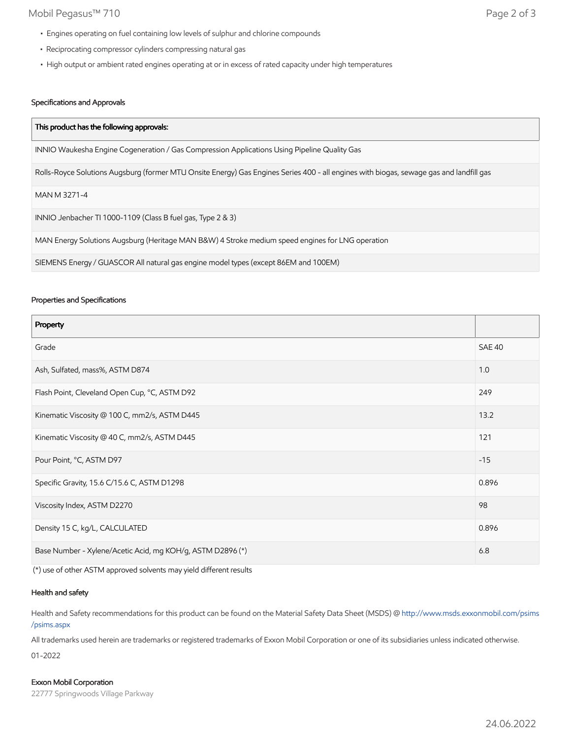- Engines operating on fuel containing low levels of sulphur and chlorine compounds
- Reciprocating compressor cylinders compressing natural gas
- High output or ambient rated engines operating at or in excess of rated capacity under high temperatures

### Specifications and Approvals

| This product has the following approvals: |
| --- |
| INNIO Waukesha Engine Cogeneration / Gas Compression Applications Using Pipeline Quality Gas |
| Rolls-Royce Solutions Augsburg (former MTU Onsite Energy) Gas Engines Series 400 - all engines with biogas, sewage gas and landfill gas |
| MAN M 3271-4 |
| INNIO Jenbacher TI 1000-1109 (Class B fuel gas, Type 2 & 3) |
| MAN Energy Solutions Augsburg (Heritage MAN B&W) 4 Stroke medium speed engines for LNG operation |
| SIEMENS Energy / GUASCOR All natural gas engine model types (except 86EM and 100EM) |

### Properties and Specifications

| Property | |
| --- | --- |
| Grade | SAE 40 |
| Ash, Sulfated, mass%, ASTM D874 | 1.0 |
| Flash Point, Cleveland Open Cup, °C, ASTM D92 | 249 |
| Kinematic Viscosity @ 100 C, mm2/s, ASTM D445 | 13.2 |
| Kinematic Viscosity @ 40 C, mm2/s, ASTM D445 | 121 |
| Pour Point, °C, ASTM D97 | -15 |
| Specific Gravity, 15.6 C/15.6 C, ASTM D1298 | 0.896 |
| Viscosity Index, ASTM D2270 | 98 |
| Density 15 C, kg/L, CALCULATED | 0.896 |
| Base Number - Xylene/Acetic Acid, mg KOH/g, ASTM D2896 (*) | 6.8 |

(*) use of other ASTM approved solvents may yield different results

### Health and safety

Health and Safety recommendations for this product can be found on the Material Safety Data Sheet (MSDS) @ http://www.msds.exxonmobil.com/psims/psims.aspx

All trademarks used herein are trademarks or registered trademarks of Exxon Mobil Corporation or one of its subsidiaries unless indicated otherwise.

01-2022

**Exxon Mobil Corporation**
22777 Springwoods Village Parkway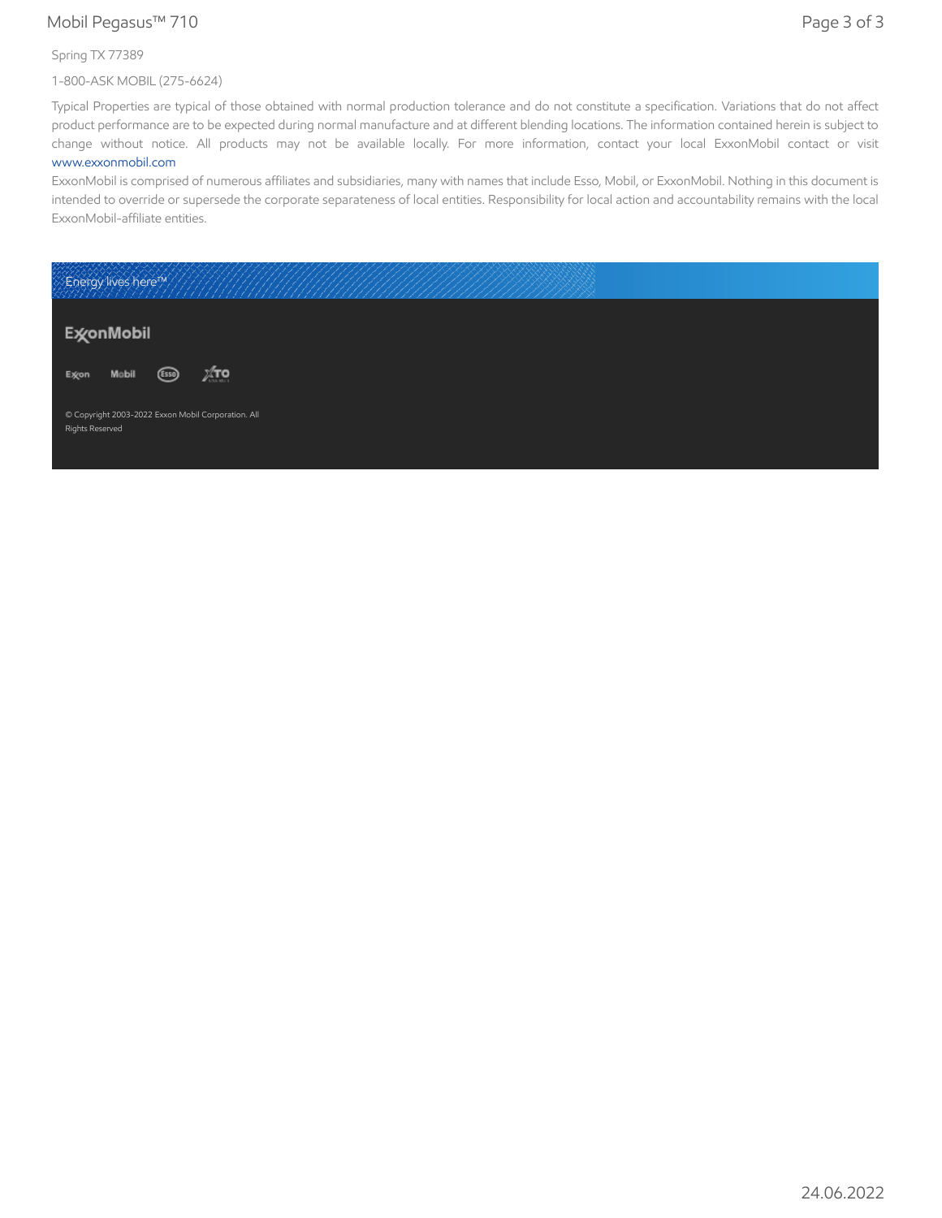Spring TX 77389

1-800-ASK MOBIL (275-6624)

Typical Properties are typical of those obtained with normal production tolerance and do not constitute a specification. Variations that do not affect product performance are to be expected during normal manufacture and at different blending locations. The information contained herein is subject to change without notice. All products may not be available locally. For more information, contact your local ExxonMobil contact or visit www.exxonmobil.com

ExxonMobil is comprised of numerous affiliates and subsidiaries, many with names that include Esso, Mobil, or ExxonMobil. Nothing in this document is intended to override or supersede the corporate separateness of local entities. Responsibility for local action and accountability remains with the local ExxonMobil-affiliate entities.

Energy lives here™

ExxonMobil

Exxon Mobil Esso XTO

© Copyright 2003-2022 Exxon Mobil Corporation. All Rights Reserved

24.06.2022